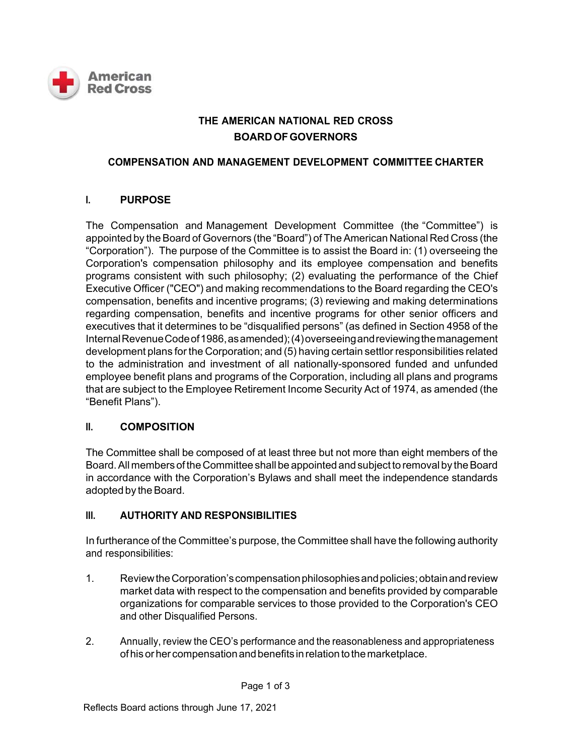# THE AMERICAN NATIONAL RED CROSS
# BOARD OF GOVERNORS

## COMPENSATION AND MANAGEMENT DEVELOPMENT COMMITTEE CHARTER

### I. PURPOSE

The Compensation and Management Development Committee (the "Committee") is appointed by the Board of Governors (the "Board") of The American National Red Cross (the "Corporation"). The purpose of the Committee is to assist the Board in: (1) overseeing the Corporation's compensation philosophy and its employee compensation and benefits programs consistent with such philosophy; (2) evaluating the performance of the Chief Executive Officer ("CEO") and making recommendations to the Board regarding the CEO's compensation, benefits and incentive programs; (3) reviewing and making determinations regarding compensation, benefits and incentive programs for other senior officers and executives that it determines to be "disqualified persons" (as defined in Section 4958 of the Internal Revenue Code of 1986, as amended); (4) overseeing and reviewing the management development plans for the Corporation; and (5) having certain settlor responsibilities related to the administration and investment of all nationally-sponsored funded and unfunded employee benefit plans and programs of the Corporation, including all plans and programs that are subject to the Employee Retirement Income Security Act of 1974, as amended (the "Benefit Plans").

### II. COMPOSITION

The Committee shall be composed of at least three but not more than eight members of the Board. All members of the Committee shall be appointed and subject to removal by the Board in accordance with the Corporation's Bylaws and shall meet the independence standards adopted by the Board.

### III. AUTHORITY AND RESPONSIBILITIES

In furtherance of the Committee's purpose, the Committee shall have the following authority and responsibilities:

1. Review the Corporation's compensation philosophies and policies; obtain and review market data with respect to the compensation and benefits provided by comparable organizations for comparable services to those provided to the Corporation's CEO and other Disqualified Persons.

2. Annually, review the CEO's performance and the reasonableness and appropriateness of his or her compensation and benefits in relation to the marketplace.

Reflects Board actions through June 17, 2021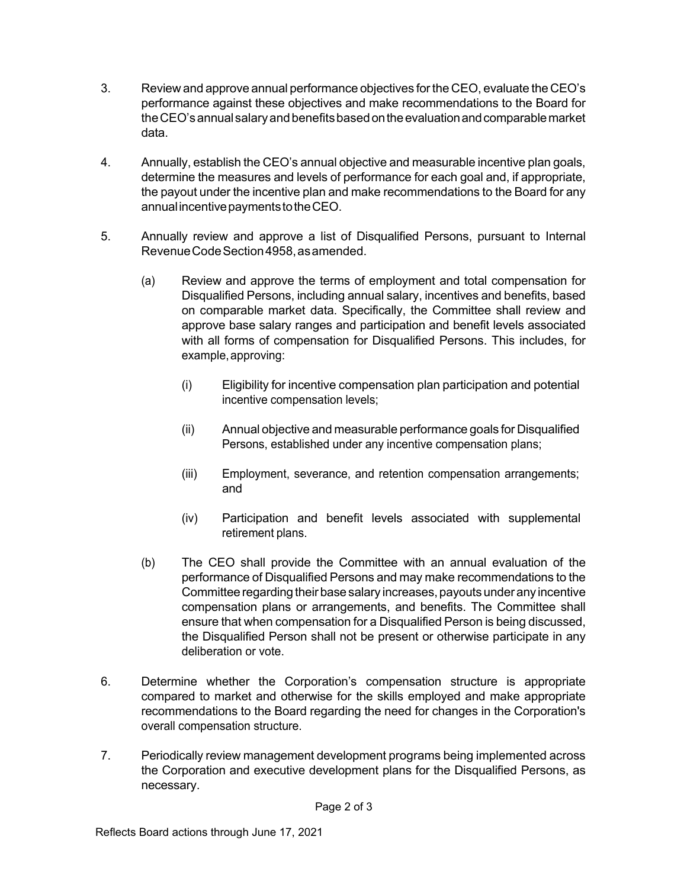3. Review and approve annual performance objectives for the CEO, evaluate the CEO's performance against these objectives and make recommendations to the Board for the CEO's annual salary and benefits based on the evaluation and comparable market data.

4. Annually, establish the CEO's annual objective and measurable incentive plan goals, determine the measures and levels of performance for each goal and, if appropriate, the payout under the incentive plan and make recommendations to the Board for any annual incentive payments to the CEO.

5. Annually review and approve a list of Disqualified Persons, pursuant to Internal Revenue Code Section 4958, as amended.

   (a) Review and approve the terms of employment and total compensation for Disqualified Persons, including annual salary, incentives and benefits, based on comparable market data. Specifically, the Committee shall review and approve base salary ranges and participation and benefit levels associated with all forms of compensation for Disqualified Persons. This includes, for example, approving:

      (i) Eligibility for incentive compensation plan participation and potential incentive compensation levels;

      (ii) Annual objective and measurable performance goals for Disqualified Persons, established under any incentive compensation plans;

      (iii) Employment, severance, and retention compensation arrangements; and

      (iv) Participation and benefit levels associated with supplemental retirement plans.

   (b) The CEO shall provide the Committee with an annual evaluation of the performance of Disqualified Persons and may make recommendations to the Committee regarding their base salary increases, payouts under any incentive compensation plans or arrangements, and benefits. The Committee shall ensure that when compensation for a Disqualified Person is being discussed, the Disqualified Person shall not be present or otherwise participate in any deliberation or vote.

6. Determine whether the Corporation's compensation structure is appropriate compared to market and otherwise for the skills employed and make appropriate recommendations to the Board regarding the need for changes in the Corporation's overall compensation structure.

7. Periodically review management development programs being implemented across the Corporation and executive development plans for the Disqualified Persons, as necessary.

Reflects Board actions through June 17, 2021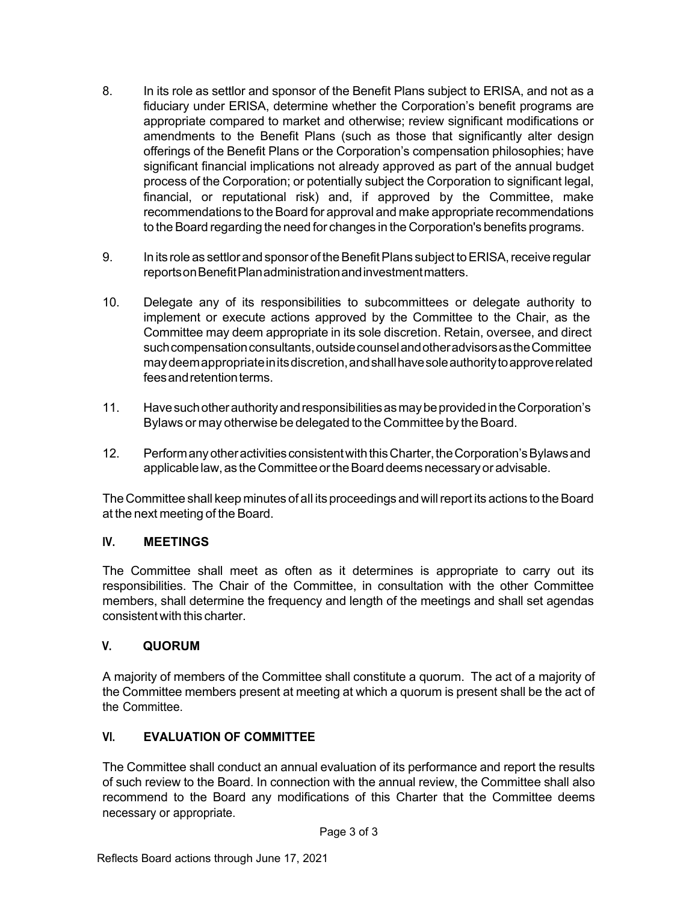8. In its role as settlor and sponsor of the Benefit Plans subject to ERISA, and not as a fiduciary under ERISA, determine whether the Corporation's benefit programs are appropriate compared to market and otherwise; review significant modifications or amendments to the Benefit Plans (such as those that significantly alter design offerings of the Benefit Plans or the Corporation's compensation philosophies; have significant financial implications not already approved as part of the annual budget process of the Corporation; or potentially subject the Corporation to significant legal, financial, or reputational risk) and, if approved by the Committee, make recommendations to the Board for approval and make appropriate recommendations to the Board regarding the need for changes in the Corporation's benefits programs.

9. In its role as settlor and sponsor of the Benefit Plans subject to ERISA, receive regular reports on Benefit Plan administration and investment matters.

10. Delegate any of its responsibilities to subcommittees or delegate authority to implement or execute actions approved by the Committee to the Chair, as the Committee may deem appropriate in its sole discretion. Retain, oversee, and direct such compensation consultants, outside counsel and other advisors as the Committee may deem appropriate in its discretion, and shall have sole authority to approve related fees and retention terms.

11. Have such other authority and responsibilities as may be provided in the Corporation's Bylaws or may otherwise be delegated to the Committee by the Board.

12. Perform any other activities consistent with this Charter, the Corporation's Bylaws and applicable law, as the Committee or the Board deems necessary or advisable.

The Committee shall keep minutes of all its proceedings and will report its actions to the Board at the next meeting of the Board.

## IV. MEETINGS

The Committee shall meet as often as it determines is appropriate to carry out its responsibilities. The Chair of the Committee, in consultation with the other Committee members, shall determine the frequency and length of the meetings and shall set agendas consistent with this charter.

## V. QUORUM

A majority of members of the Committee shall constitute a quorum. The act of a majority of the Committee members present at meeting at which a quorum is present shall be the act of the Committee.

## VI. EVALUATION OF COMMITTEE

The Committee shall conduct an annual evaluation of its performance and report the results of such review to the Board. In connection with the annual review, the Committee shall also recommend to the Board any modifications of this Charter that the Committee deems necessary or appropriate.

Reflects Board actions through June 17, 2021